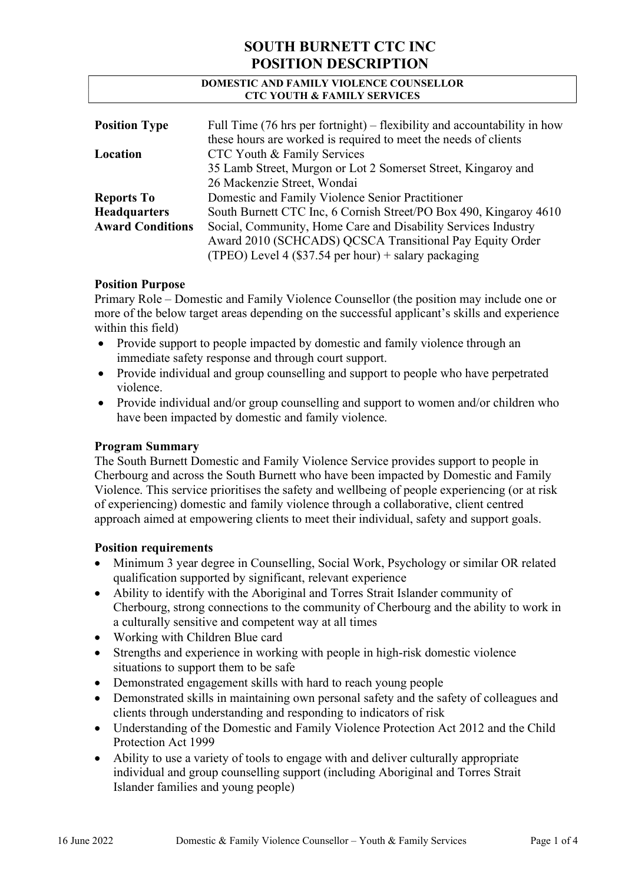# SOUTH BURNETT CTC INC
# POSITION DESCRIPTION

**DOMESTIC AND FAMILY VIOLENCE COUNSELLOR**
**CTC YOUTH & FAMILY SERVICES**

| | |
|---|---|
| **Position Type** | Full Time (76 hrs per fortnight) – flexibility and accountability in how these hours are worked is required to meet the needs of clients |
| **Location** | CTC Youth & Family Services<br>35 Lamb Street, Murgon or Lot 2 Somerset Street, Kingaroy and<br>26 Mackenzie Street, Wondai |
| **Reports To** | Domestic and Family Violence Senior Practitioner |
| **Headquarters** | South Burnett CTC Inc, 6 Cornish Street/PO Box 490, Kingaroy 4610 |
| **Award Conditions** | Social, Community, Home Care and Disability Services Industry Award 2010 (SCHCADS) QCSCA Transitional Pay Equity Order (TPEO) Level 4 ($37.54 per hour) + salary packaging |

### Position Purpose

Primary Role – Domestic and Family Violence Counsellor (the position may include one or more of the below target areas depending on the successful applicant's skills and experience within this field)

- Provide support to people impacted by domestic and family violence through an immediate safety response and through court support.
- Provide individual and group counselling and support to people who have perpetrated violence.
- Provide individual and/or group counselling and support to women and/or children who have been impacted by domestic and family violence.

### Program Summary

The South Burnett Domestic and Family Violence Service provides support to people in Cherbourg and across the South Burnett who have been impacted by Domestic and Family Violence. This service prioritises the safety and wellbeing of people experiencing (or at risk of experiencing) domestic and family violence through a collaborative, client centred approach aimed at empowering clients to meet their individual, safety and support goals.

### Position requirements

- Minimum 3 year degree in Counselling, Social Work, Psychology or similar OR related qualification supported by significant, relevant experience
- Ability to identify with the Aboriginal and Torres Strait Islander community of Cherbourg, strong connections to the community of Cherbourg and the ability to work in a culturally sensitive and competent way at all times
- Working with Children Blue card
- Strengths and experience in working with people in high-risk domestic violence situations to support them to be safe
- Demonstrated engagement skills with hard to reach young people
- Demonstrated skills in maintaining own personal safety and the safety of colleagues and clients through understanding and responding to indicators of risk
- Understanding of the Domestic and Family Violence Protection Act 2012 and the Child Protection Act 1999
- Ability to use a variety of tools to engage with and deliver culturally appropriate individual and group counselling support (including Aboriginal and Torres Strait Islander families and young people)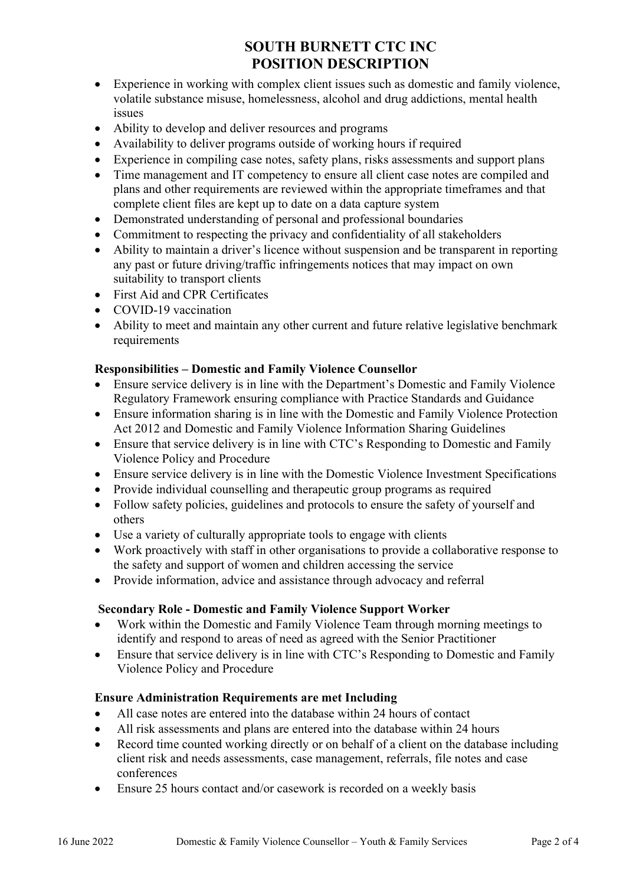- Experience in working with complex client issues such as domestic and family violence, volatile substance misuse, homelessness, alcohol and drug addictions, mental health issues
- Ability to develop and deliver resources and programs
- Availability to deliver programs outside of working hours if required
- Experience in compiling case notes, safety plans, risks assessments and support plans
- Time management and IT competency to ensure all client case notes are compiled and plans and other requirements are reviewed within the appropriate timeframes and that complete client files are kept up to date on a data capture system
- Demonstrated understanding of personal and professional boundaries
- Commitment to respecting the privacy and confidentiality of all stakeholders
- Ability to maintain a driver's licence without suspension and be transparent in reporting any past or future driving/traffic infringements notices that may impact on own suitability to transport clients
- First Aid and CPR Certificates
- COVID-19 vaccination
- Ability to meet and maintain any other current and future relative legislative benchmark requirements

**Responsibilities – Domestic and Family Violence Counsellor**

- Ensure service delivery is in line with the Department's Domestic and Family Violence Regulatory Framework ensuring compliance with Practice Standards and Guidance
- Ensure information sharing is in line with the Domestic and Family Violence Protection Act 2012 and Domestic and Family Violence Information Sharing Guidelines
- Ensure that service delivery is in line with CTC's Responding to Domestic and Family Violence Policy and Procedure
- Ensure service delivery is in line with the Domestic Violence Investment Specifications
- Provide individual counselling and therapeutic group programs as required
- Follow safety policies, guidelines and protocols to ensure the safety of yourself and others
- Use a variety of culturally appropriate tools to engage with clients
- Work proactively with staff in other organisations to provide a collaborative response to the safety and support of women and children accessing the service
- Provide information, advice and assistance through advocacy and referral

**Secondary Role - Domestic and Family Violence Support Worker**

- Work within the Domestic and Family Violence Team through morning meetings to identify and respond to areas of need as agreed with the Senior Practitioner
- Ensure that service delivery is in line with CTC's Responding to Domestic and Family Violence Policy and Procedure

**Ensure Administration Requirements are met Including**

- All case notes are entered into the database within 24 hours of contact
- All risk assessments and plans are entered into the database within 24 hours
- Record time counted working directly or on behalf of a client on the database including client risk and needs assessments, case management, referrals, file notes and case conferences
- Ensure 25 hours contact and/or casework is recorded on a weekly basis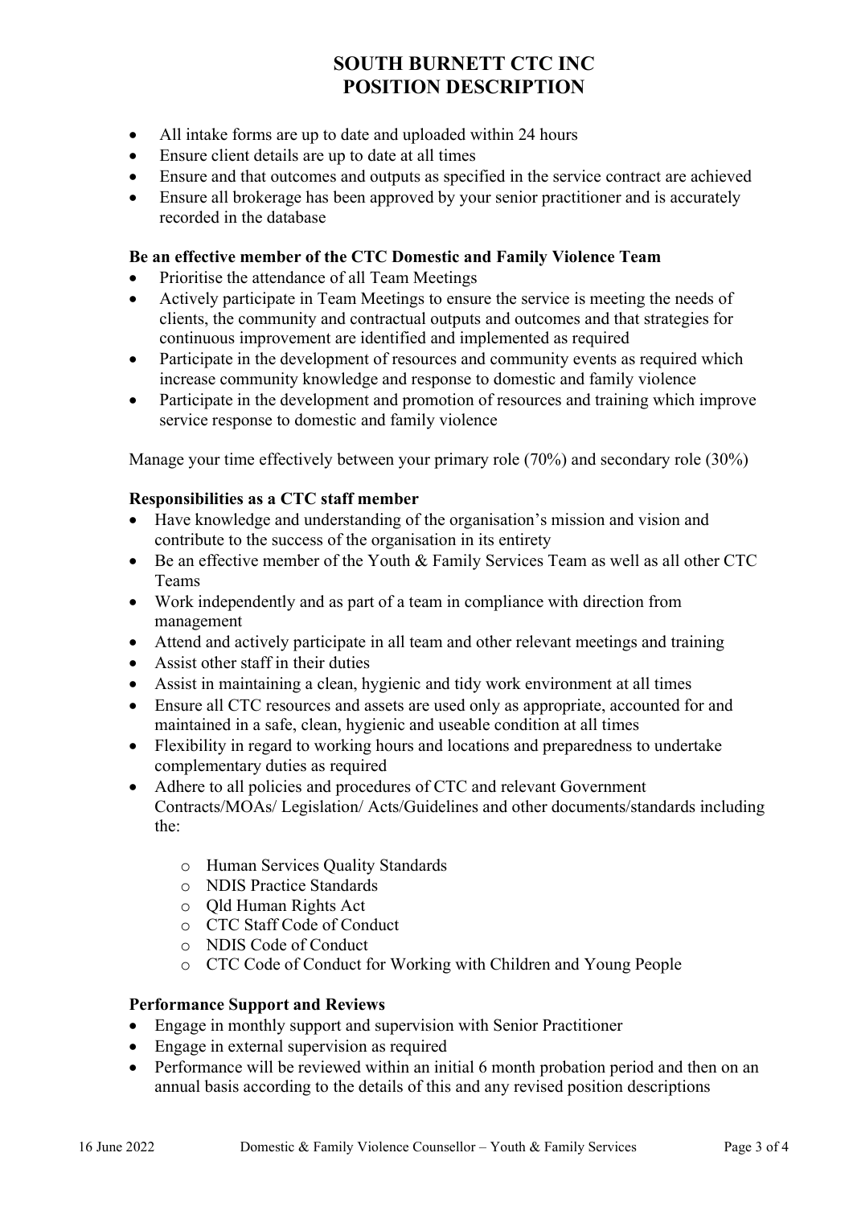- All intake forms are up to date and uploaded within 24 hours
- Ensure client details are up to date at all times
- Ensure and that outcomes and outputs as specified in the service contract are achieved
- Ensure all brokerage has been approved by your senior practitioner and is accurately recorded in the database

**Be an effective member of the CTC Domestic and Family Violence Team**

- Prioritise the attendance of all Team Meetings
- Actively participate in Team Meetings to ensure the service is meeting the needs of clients, the community and contractual outputs and outcomes and that strategies for continuous improvement are identified and implemented as required
- Participate in the development of resources and community events as required which increase community knowledge and response to domestic and family violence
- Participate in the development and promotion of resources and training which improve service response to domestic and family violence

Manage your time effectively between your primary role (70%) and secondary role (30%)

**Responsibilities as a CTC staff member**

- Have knowledge and understanding of the organisation's mission and vision and contribute to the success of the organisation in its entirety
- Be an effective member of the Youth & Family Services Team as well as all other CTC Teams
- Work independently and as part of a team in compliance with direction from management
- Attend and actively participate in all team and other relevant meetings and training
- Assist other staff in their duties
- Assist in maintaining a clean, hygienic and tidy work environment at all times
- Ensure all CTC resources and assets are used only as appropriate, accounted for and maintained in a safe, clean, hygienic and useable condition at all times
- Flexibility in regard to working hours and locations and preparedness to undertake complementary duties as required
- Adhere to all policies and procedures of CTC and relevant Government Contracts/MOAs/ Legislation/ Acts/Guidelines and other documents/standards including the:
  - Human Services Quality Standards
  - NDIS Practice Standards
  - Qld Human Rights Act
  - CTC Staff Code of Conduct
  - NDIS Code of Conduct
  - CTC Code of Conduct for Working with Children and Young People

**Performance Support and Reviews**

- Engage in monthly support and supervision with Senior Practitioner
- Engage in external supervision as required
- Performance will be reviewed within an initial 6 month probation period and then on an annual basis according to the details of this and any revised position descriptions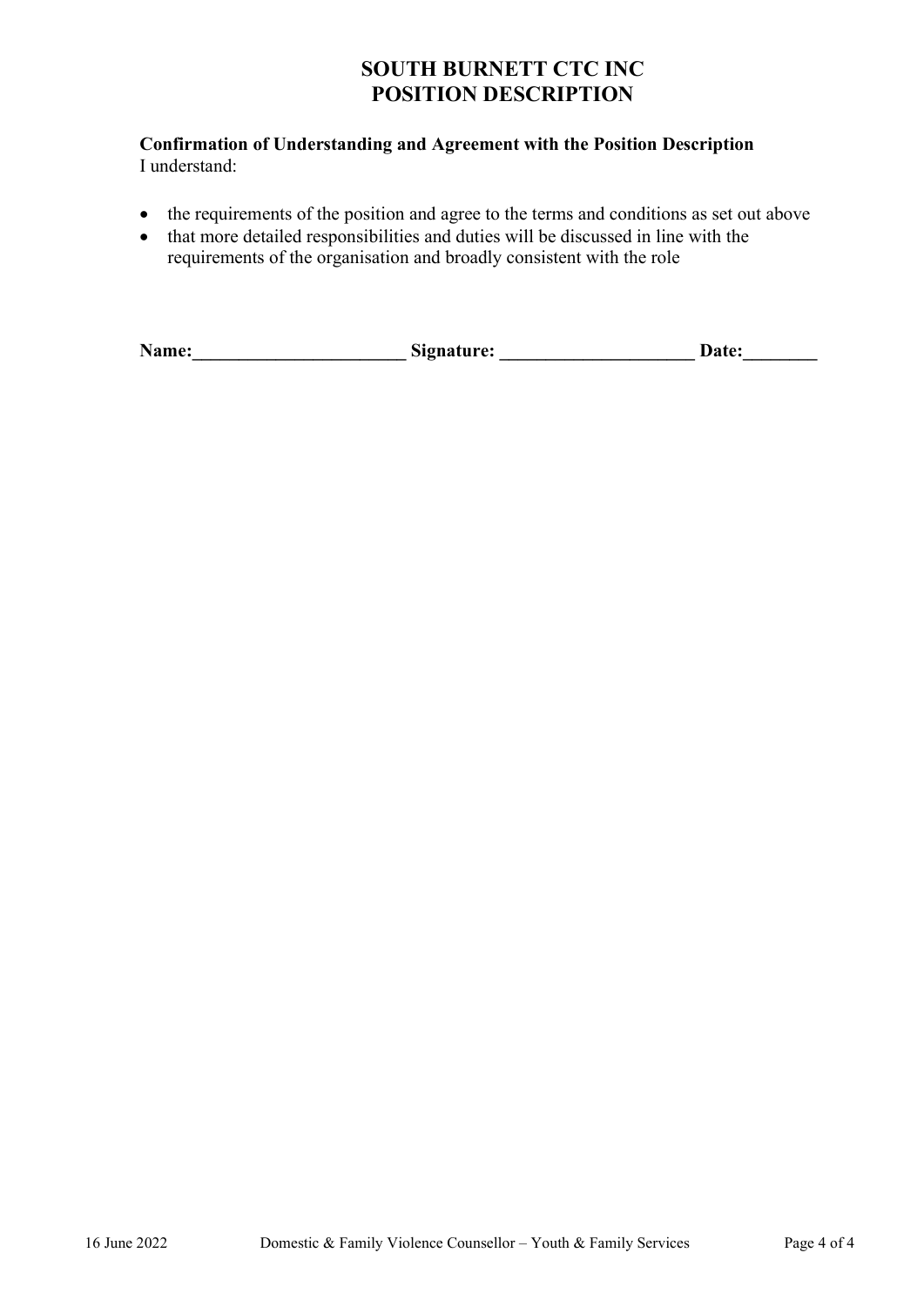# SOUTH BURNETT CTC INC
# POSITION DESCRIPTION

**Confirmation of Understanding and Agreement with the Position Description**
I understand:

- the requirements of the position and agree to the terms and conditions as set out above
- that more detailed responsibilities and duties will be discussed in line with the requirements of the organisation and broadly consistent with the role

**Name:_______________________ Signature: _____________________ Date:________**